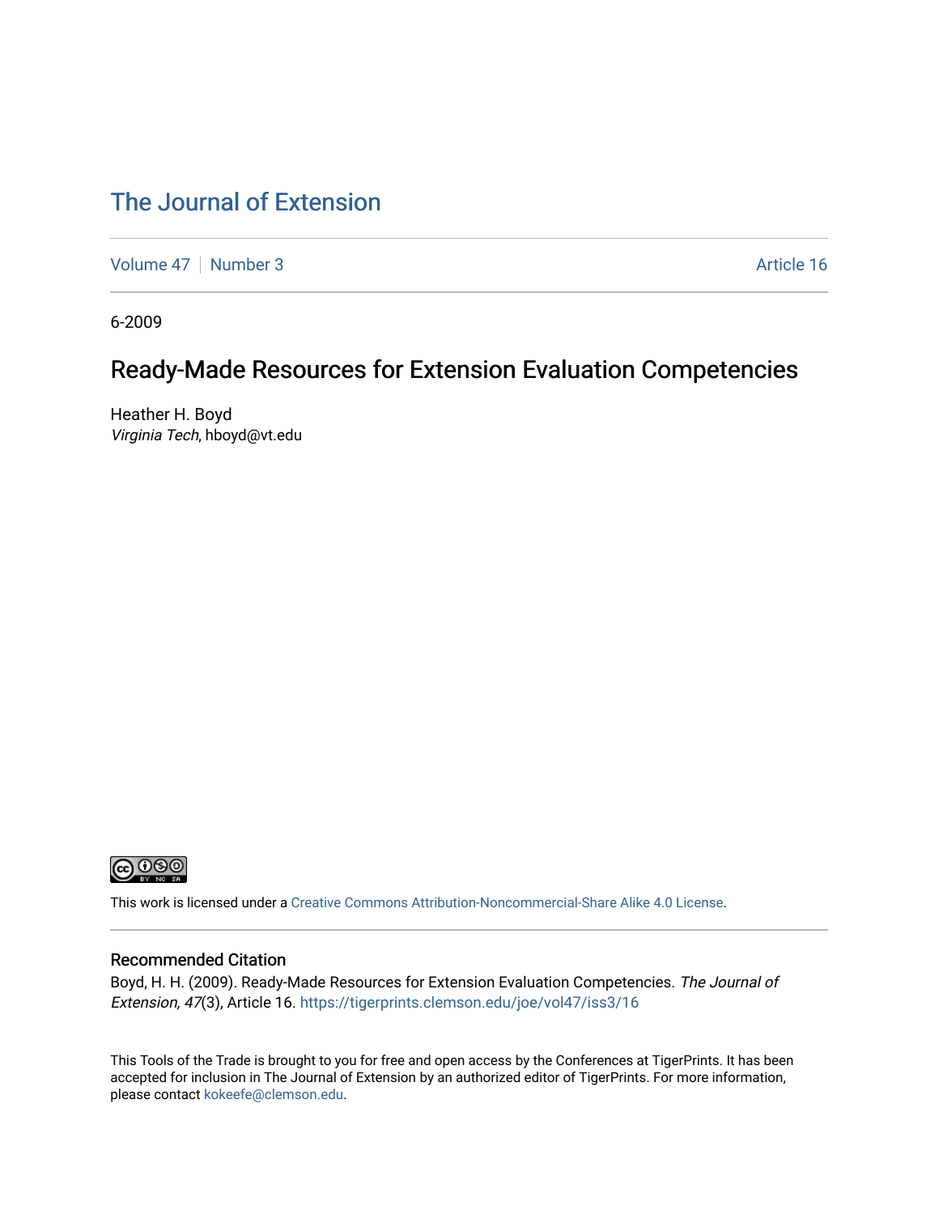# The Journal of Extension

Volume 47 | Number 3 | Article 16

6-2009

## Ready-Made Resources for Extension Evaluation Competencies

Heather H. Boyd
*Virginia Tech*, hboyd@vt.edu

This work is licensed under a Creative Commons Attribution-Noncommercial-Share Alike 4.0 License.

### Recommended Citation

Boyd, H. H. (2009). Ready-Made Resources for Extension Evaluation Competencies. *The Journal of Extension, 47*(3), Article 16. https://tigerprints.clemson.edu/joe/vol47/iss3/16

This Tools of the Trade is brought to you for free and open access by the Conferences at TigerPrints. It has been accepted for inclusion in The Journal of Extension by an authorized editor of TigerPrints. For more information, please contact kokeefe@clemson.edu.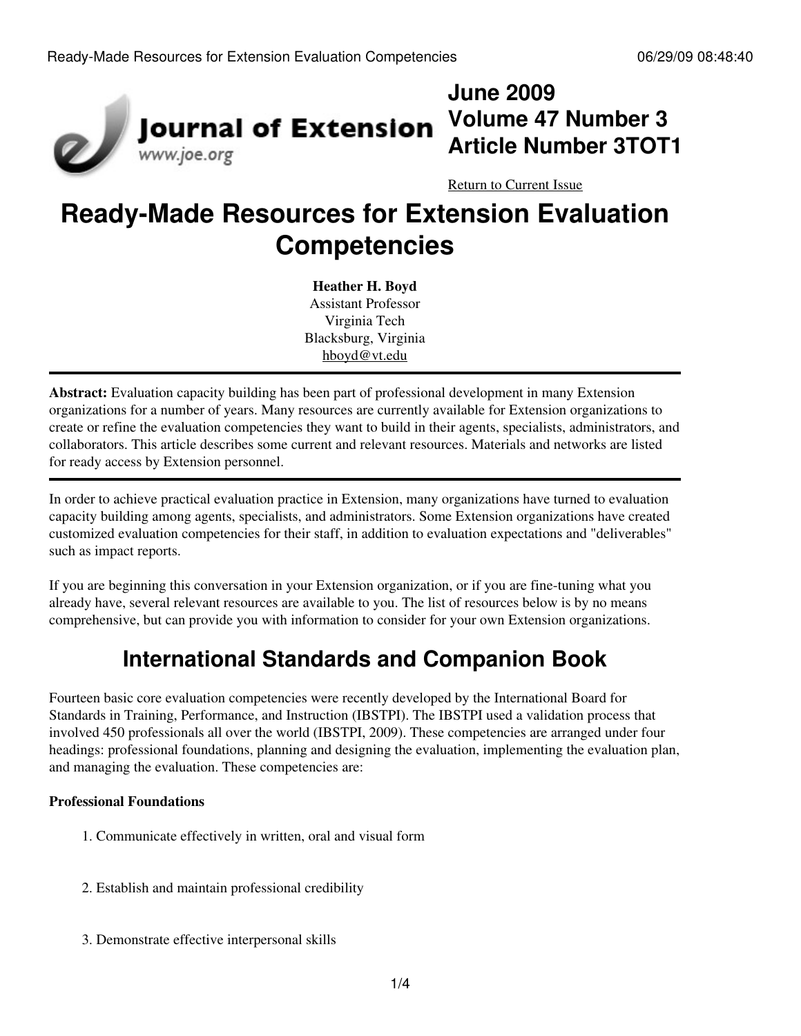# Ready-Made Resources for Extension Evaluation Competencies

**Heather H. Boyd**
Assistant Professor
Virginia Tech
Blacksburg, Virginia
hboyd@vt.edu

**Abstract:** Evaluation capacity building has been part of professional development in many Extension organizations for a number of years. Many resources are currently available for Extension organizations to create or refine the evaluation competencies they want to build in their agents, specialists, administrators, and collaborators. This article describes some current and relevant resources. Materials and networks are listed for ready access by Extension personnel.

In order to achieve practical evaluation practice in Extension, many organizations have turned to evaluation capacity building among agents, specialists, and administrators. Some Extension organizations have created customized evaluation competencies for their staff, in addition to evaluation expectations and "deliverables" such as impact reports.

If you are beginning this conversation in your Extension organization, or if you are fine-tuning what you already have, several relevant resources are available to you. The list of resources below is by no means comprehensive, but can provide you with information to consider for your own Extension organizations.

## International Standards and Companion Book

Fourteen basic core evaluation competencies were recently developed by the International Board for Standards in Training, Performance, and Instruction (IBSTPI). The IBSTPI used a validation process that involved 450 professionals all over the world (IBSTPI, 2009). These competencies are arranged under four headings: professional foundations, planning and designing the evaluation, implementing the evaluation plan, and managing the evaluation. These competencies are:

**Professional Foundations**

1. Communicate effectively in written, oral and visual form
2. Establish and maintain professional credibility
3. Demonstrate effective interpersonal skills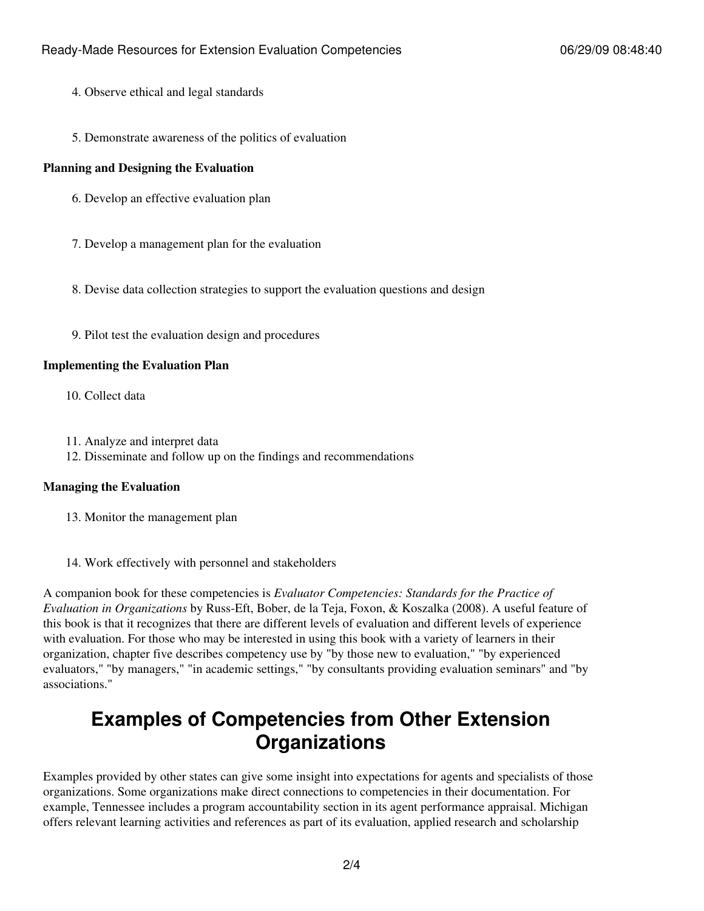4. Observe ethical and legal standards
5. Demonstrate awareness of the politics of evaluation

**Planning and Designing the Evaluation**

6. Develop an effective evaluation plan
7. Develop a management plan for the evaluation
8. Devise data collection strategies to support the evaluation questions and design
9. Pilot test the evaluation design and procedures

**Implementing the Evaluation Plan**

10. Collect data
11. Analyze and interpret data
12. Disseminate and follow up on the findings and recommendations

**Managing the Evaluation**

13. Monitor the management plan
14. Work effectively with personnel and stakeholders

A companion book for these competencies is *Evaluator Competencies: Standards for the Practice of Evaluation in Organizations* by Russ-Eft, Bober, de la Teja, Foxon, & Koszalka (2008). A useful feature of this book is that it recognizes that there are different levels of evaluation and different levels of experience with evaluation. For those who may be interested in using this book with a variety of learners in their organization, chapter five describes competency use by "by those new to evaluation," "by experienced evaluators," "by managers," "in academic settings," "by consultants providing evaluation seminars" and "by associations."

## Examples of Competencies from Other Extension Organizations

Examples provided by other states can give some insight into expectations for agents and specialists of those organizations. Some organizations make direct connections to competencies in their documentation. For example, Tennessee includes a program accountability section in its agent performance appraisal. Michigan offers relevant learning activities and references as part of its evaluation, applied research and scholarship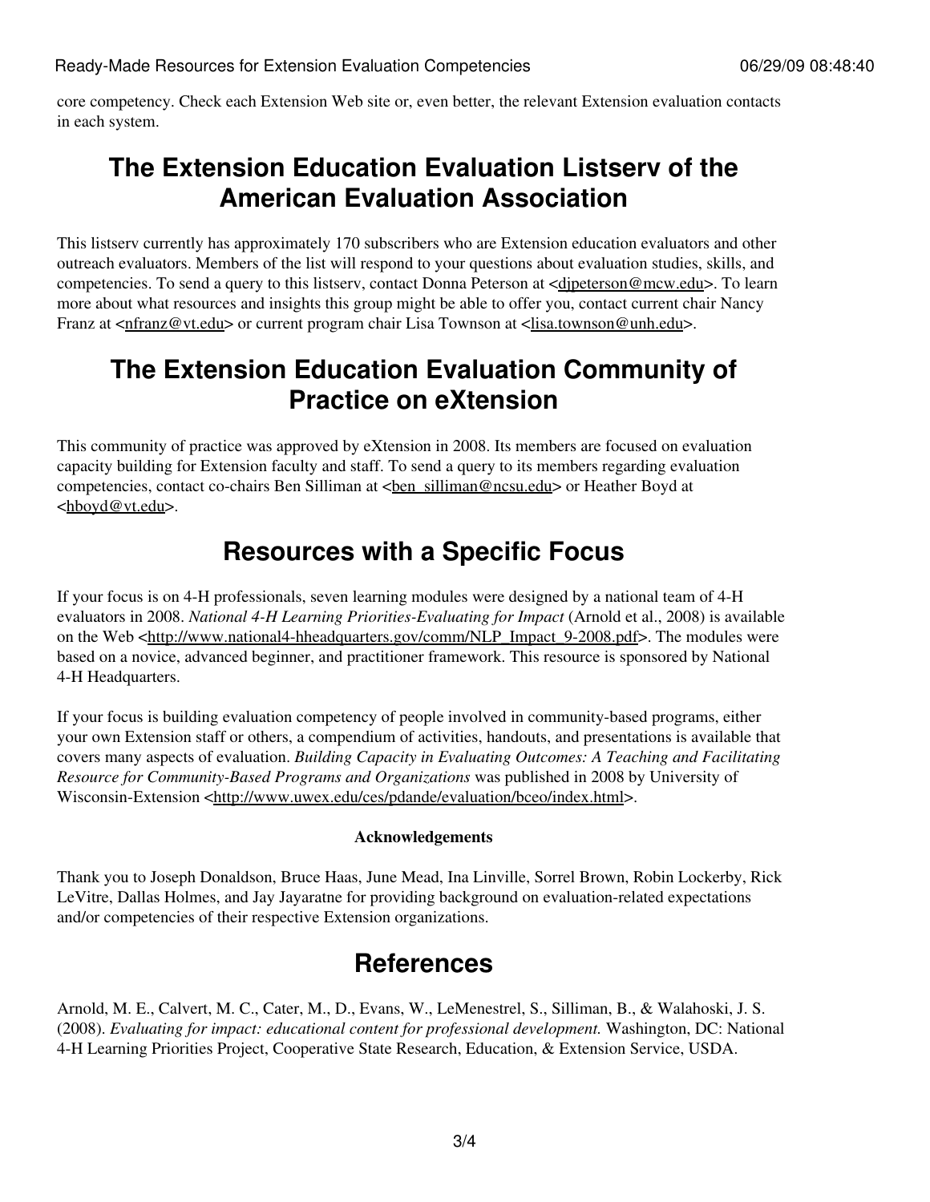core competency. Check each Extension Web site or, even better, the relevant Extension evaluation contacts in each system.

## The Extension Education Evaluation Listserv of the American Evaluation Association

This listserv currently has approximately 170 subscribers who are Extension education evaluators and other outreach evaluators. Members of the list will respond to your questions about evaluation studies, skills, and competencies. To send a query to this listserv, contact Donna Peterson at <djpeterson@mcw.edu>. To learn more about what resources and insights this group might be able to offer you, contact current chair Nancy Franz at <nfranz@vt.edu> or current program chair Lisa Townson at <lisa.townson@unh.edu>.

## The Extension Education Evaluation Community of Practice on eXtension

This community of practice was approved by eXtension in 2008. Its members are focused on evaluation capacity building for Extension faculty and staff. To send a query to its members regarding evaluation competencies, contact co-chairs Ben Silliman at <ben_silliman@ncsu.edu> or Heather Boyd at <hboyd@vt.edu>.

## Resources with a Specific Focus

If your focus is on 4-H professionals, seven learning modules were designed by a national team of 4-H evaluators in 2008. *National 4-H Learning Priorities-Evaluating for Impact* (Arnold et al., 2008) is available on the Web <http://www.national4-hheadquarters.gov/comm/NLP_Impact_9-2008.pdf>. The modules were based on a novice, advanced beginner, and practitioner framework. This resource is sponsored by National 4-H Headquarters.

If your focus is building evaluation competency of people involved in community-based programs, either your own Extension staff or others, a compendium of activities, handouts, and presentations is available that covers many aspects of evaluation. *Building Capacity in Evaluating Outcomes: A Teaching and Facilitating Resource for Community-Based Programs and Organizations* was published in 2008 by University of Wisconsin-Extension <http://www.uwex.edu/ces/pdande/evaluation/bceo/index.html>.

**Acknowledgements**

Thank you to Joseph Donaldson, Bruce Haas, June Mead, Ina Linville, Sorrel Brown, Robin Lockerby, Rick LeVitre, Dallas Holmes, and Jay Jayaratne for providing background on evaluation-related expectations and/or competencies of their respective Extension organizations.

## References

Arnold, M. E., Calvert, M. C., Cater, M., D., Evans, W., LeMenestrel, S., Silliman, B., & Walahoski, J. S. (2008). *Evaluating for impact: educational content for professional development.* Washington, DC: National 4-H Learning Priorities Project, Cooperative State Research, Education, & Extension Service, USDA.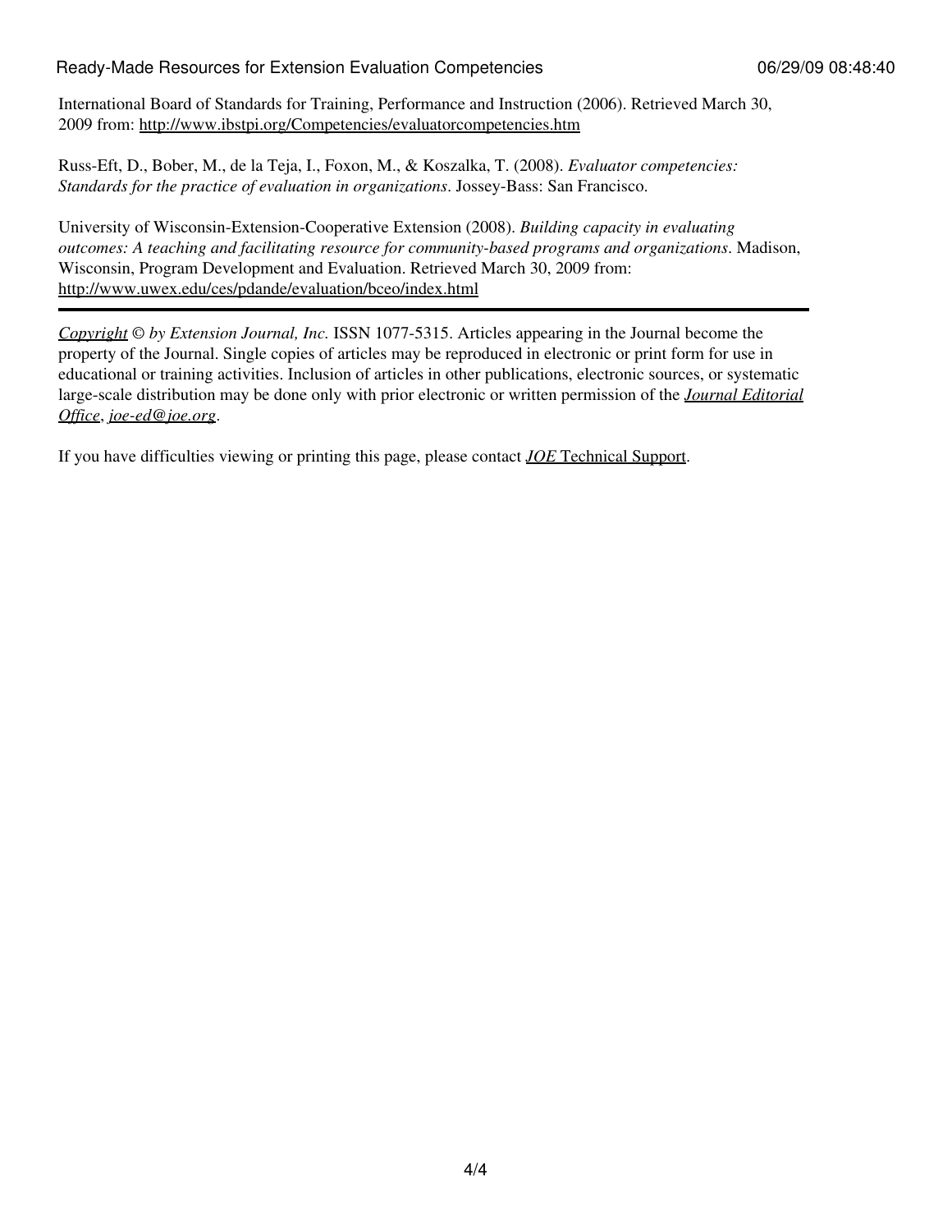International Board of Standards for Training, Performance and Instruction (2006). Retrieved March 30, 2009 from: http://www.ibstpi.org/Competencies/evaluatorcompetencies.htm

Russ-Eft, D., Bober, M., de la Teja, I., Foxon, M., & Koszalka, T. (2008). *Evaluator competencies: Standards for the practice of evaluation in organizations*. Jossey-Bass: San Francisco.

University of Wisconsin-Extension-Cooperative Extension (2008). *Building capacity in evaluating outcomes: A teaching and facilitating resource for community-based programs and organizations*. Madison, Wisconsin, Program Development and Evaluation. Retrieved March 30, 2009 from: http://www.uwex.edu/ces/pdande/evaluation/bceo/index.html

---

*Copyright © by Extension Journal, Inc.* ISSN 1077-5315. Articles appearing in the Journal become the property of the Journal. Single copies of articles may be reproduced in electronic or print form for use in educational or training activities. Inclusion of articles in other publications, electronic sources, or systematic large-scale distribution may be done only with prior electronic or written permission of the *Journal Editorial Office*, *joe-ed@joe.org*.

If you have difficulties viewing or printing this page, please contact *JOE* Technical Support.